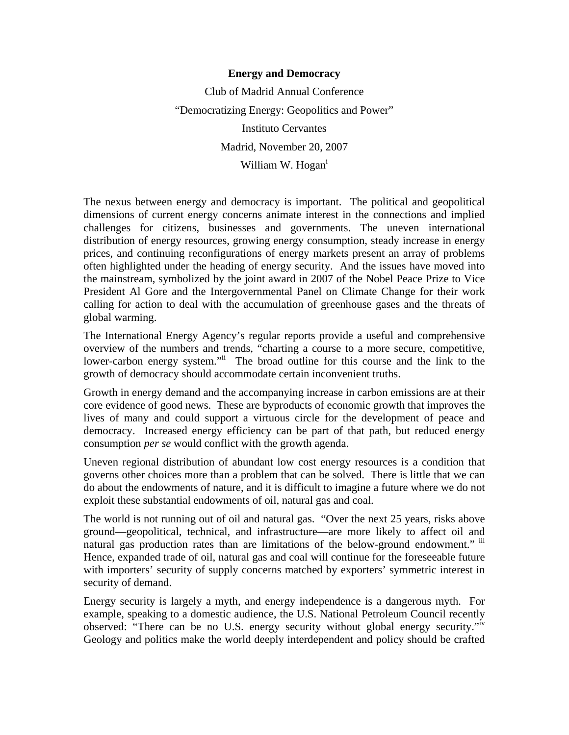**Energy and Democracy**

Club of Madrid Annual Conference

"Democratizing Energy: Geopolitics and Power"

Instituto Cervantes

Madrid, November 20, 2007

William W. Hogan[i]

The nexus between energy and democracy is important. The political and geopolitical dimensions of current energy concerns animate interest in the connections and implied challenges for citizens, businesses and governments. The uneven international distribution of energy resources, growing energy consumption, steady increase in energy prices, and continuing reconfigurations of energy markets present an array of problems often highlighted under the heading of energy security. And the issues have moved into the mainstream, symbolized by the joint award in 2007 of the Nobel Peace Prize to Vice President Al Gore and the Intergovernmental Panel on Climate Change for their work calling for action to deal with the accumulation of greenhouse gases and the threats of global warming.

The International Energy Agency's regular reports provide a useful and comprehensive overview of the numbers and trends, "charting a course to a more secure, competitive, lower-carbon energy system."[ii] The broad outline for this course and the link to the growth of democracy should accommodate certain inconvenient truths.

Growth in energy demand and the accompanying increase in carbon emissions are at their core evidence of good news. These are byproducts of economic growth that improves the lives of many and could support a virtuous circle for the development of peace and democracy. Increased energy efficiency can be part of that path, but reduced energy consumption *per se* would conflict with the growth agenda.

Uneven regional distribution of abundant low cost energy resources is a condition that governs other choices more than a problem that can be solved. There is little that we can do about the endowments of nature, and it is difficult to imagine a future where we do not exploit these substantial endowments of oil, natural gas and coal.

The world is not running out of oil and natural gas. "Over the next 25 years, risks above ground—geopolitical, technical, and infrastructure—are more likely to affect oil and natural gas production rates than are limitations of the below-ground endowment." [iii] Hence, expanded trade of oil, natural gas and coal will continue for the foreseeable future with importers' security of supply concerns matched by exporters' symmetric interest in security of demand.

Energy security is largely a myth, and energy independence is a dangerous myth. For example, speaking to a domestic audience, the U.S. National Petroleum Council recently observed: "There can be no U.S. energy security without global energy security."[iv] Geology and politics make the world deeply interdependent and policy should be crafted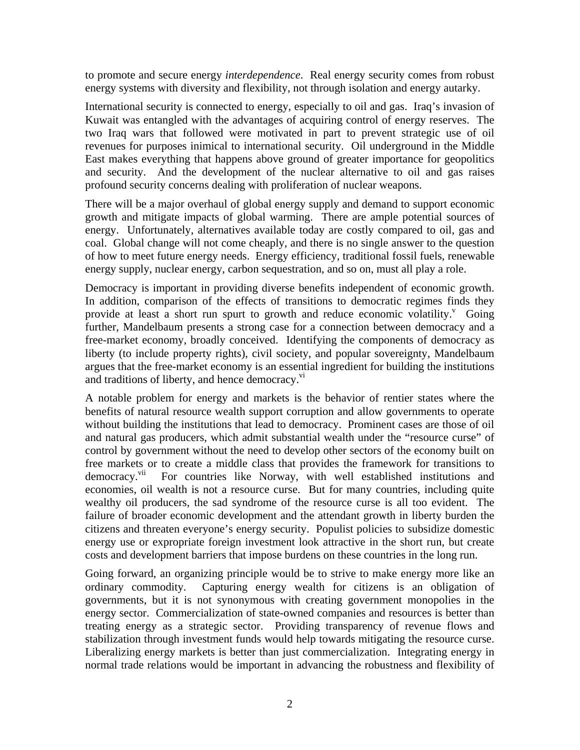to promote and secure energy *interdependence*. Real energy security comes from robust energy systems with diversity and flexibility, not through isolation and energy autarky.

International security is connected to energy, especially to oil and gas. Iraq's invasion of Kuwait was entangled with the advantages of acquiring control of energy reserves. The two Iraq wars that followed were motivated in part to prevent strategic use of oil revenues for purposes inimical to international security. Oil underground in the Middle East makes everything that happens above ground of greater importance for geopolitics and security. And the development of the nuclear alternative to oil and gas raises profound security concerns dealing with proliferation of nuclear weapons.

There will be a major overhaul of global energy supply and demand to support economic growth and mitigate impacts of global warming. There are ample potential sources of energy. Unfortunately, alternatives available today are costly compared to oil, gas and coal. Global change will not come cheaply, and there is no single answer to the question of how to meet future energy needs. Energy efficiency, traditional fossil fuels, renewable energy supply, nuclear energy, carbon sequestration, and so on, must all play a role.

Democracy is important in providing diverse benefits independent of economic growth. In addition, comparison of the effects of transitions to democratic regimes finds they provide at least a short run spurt to growth and reduce economic volatility.[v] Going further, Mandelbaum presents a strong case for a connection between democracy and a free-market economy, broadly conceived. Identifying the components of democracy as liberty (to include property rights), civil society, and popular sovereignty, Mandelbaum argues that the free-market economy is an essential ingredient for building the institutions and traditions of liberty, and hence democracy.[vi]

A notable problem for energy and markets is the behavior of rentier states where the benefits of natural resource wealth support corruption and allow governments to operate without building the institutions that lead to democracy. Prominent cases are those of oil and natural gas producers, which admit substantial wealth under the "resource curse" of control by government without the need to develop other sectors of the economy built on free markets or to create a middle class that provides the framework for transitions to democracy.[vii] For countries like Norway, with well established institutions and economies, oil wealth is not a resource curse. But for many countries, including quite wealthy oil producers, the sad syndrome of the resource curse is all too evident. The failure of broader economic development and the attendant growth in liberty burden the citizens and threaten everyone's energy security. Populist policies to subsidize domestic energy use or expropriate foreign investment look attractive in the short run, but create costs and development barriers that impose burdens on these countries in the long run.

Going forward, an organizing principle would be to strive to make energy more like an ordinary commodity. Capturing energy wealth for citizens is an obligation of governments, but it is not synonymous with creating government monopolies in the energy sector. Commercialization of state-owned companies and resources is better than treating energy as a strategic sector. Providing transparency of revenue flows and stabilization through investment funds would help towards mitigating the resource curse. Liberalizing energy markets is better than just commercialization. Integrating energy in normal trade relations would be important in advancing the robustness and flexibility of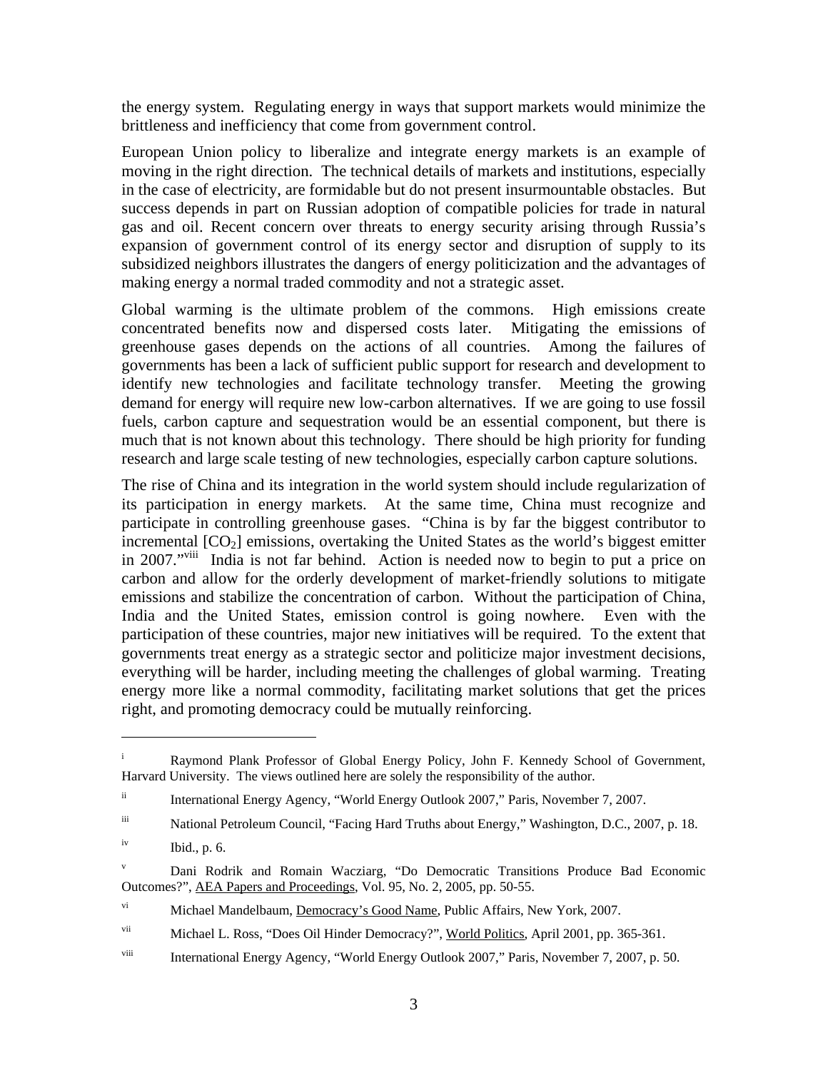the energy system. Regulating energy in ways that support markets would minimize the brittleness and inefficiency that come from government control.

European Union policy to liberalize and integrate energy markets is an example of moving in the right direction. The technical details of markets and institutions, especially in the case of electricity, are formidable but do not present insurmountable obstacles. But success depends in part on Russian adoption of compatible policies for trade in natural gas and oil. Recent concern over threats to energy security arising through Russia's expansion of government control of its energy sector and disruption of supply to its subsidized neighbors illustrates the dangers of energy politicization and the advantages of making energy a normal traded commodity and not a strategic asset.

Global warming is the ultimate problem of the commons. High emissions create concentrated benefits now and dispersed costs later. Mitigating the emissions of greenhouse gases depends on the actions of all countries. Among the failures of governments has been a lack of sufficient public support for research and development to identify new technologies and facilitate technology transfer. Meeting the growing demand for energy will require new low-carbon alternatives. If we are going to use fossil fuels, carbon capture and sequestration would be an essential component, but there is much that is not known about this technology. There should be high priority for funding research and large scale testing of new technologies, especially carbon capture solutions.

The rise of China and its integration in the world system should include regularization of its participation in energy markets. At the same time, China must recognize and participate in controlling greenhouse gases. "China is by far the biggest contributor to incremental [$CO_2$] emissions, overtaking the United States as the world's biggest emitter in 2007."[viii] India is not far behind. Action is needed now to begin to put a price on carbon and allow for the orderly development of market-friendly solutions to mitigate emissions and stabilize the concentration of carbon. Without the participation of China, India and the United States, emission control is going nowhere. Even with the participation of these countries, major new initiatives will be required. To the extent that governments treat energy as a strategic sector and politicize major investment decisions, everything will be harder, including meeting the challenges of global warming. Treating energy more like a normal commodity, facilitating market solutions that get the prices right, and promoting democracy could be mutually reinforcing.

---

[i] Raymond Plank Professor of Global Energy Policy, John F. Kennedy School of Government, Harvard University. The views outlined here are solely the responsibility of the author.

[ii] International Energy Agency, "World Energy Outlook 2007," Paris, November 7, 2007.

[iii] National Petroleum Council, "Facing Hard Truths about Energy," Washington, D.C., 2007, p. 18.

[iv] Ibid., p. 6.

[v] Dani Rodrik and Romain Wacziarg, "Do Democratic Transitions Produce Bad Economic Outcomes?", AEA Papers and Proceedings, Vol. 95, No. 2, 2005, pp. 50-55.

[vi] Michael Mandelbaum, Democracy's Good Name, Public Affairs, New York, 2007.

[vii] Michael L. Ross, "Does Oil Hinder Democracy?", World Politics, April 2001, pp. 365-361.

[viii] International Energy Agency, "World Energy Outlook 2007," Paris, November 7, 2007, p. 50.